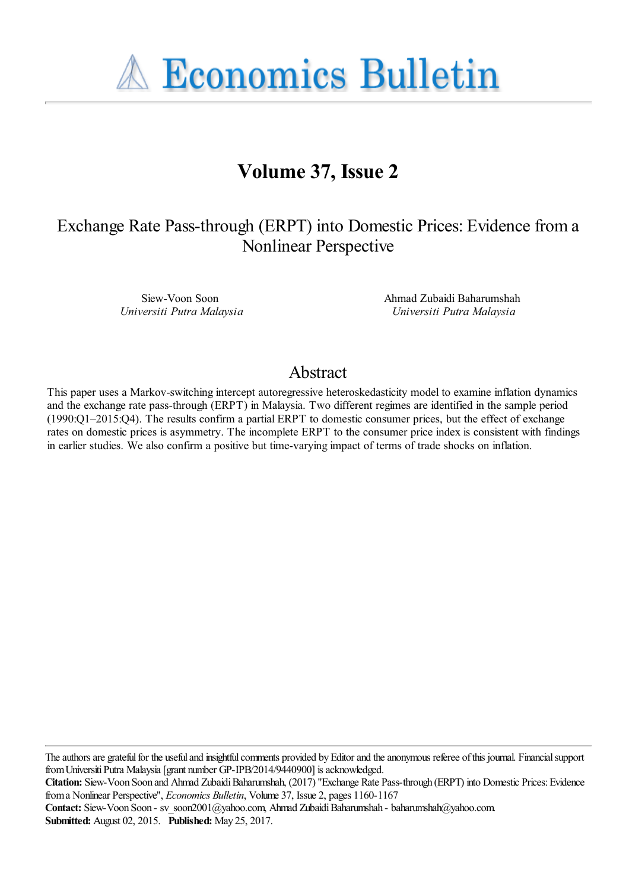# Economics Bulletin

## Volume 37, Issue 2

### Exchange Rate Pass-through (ERPT) into Domestic Prices: Evidence from a Nonlinear Perspective

Siew-Voon Soon
*Universiti Putra Malaysia*

Ahmad Zubaidi Baharumshah
*Universiti Putra Malaysia*

## Abstract

This paper uses a Markov-switching intercept autoregressive heteroskedasticity model to examine inflation dynamics and the exchange rate pass-through (ERPT) in Malaysia. Two different regimes are identified in the sample period (1990:Q1–2015:Q4). The results confirm a partial ERPT to domestic consumer prices, but the effect of exchange rates on domestic prices is asymmetry. The incomplete ERPT to the consumer price index is consistent with findings in earlier studies. We also confirm a positive but time-varying impact of terms of trade shocks on inflation.

The authors are grateful for the useful and insightful comments provided by Editor and the anonymous referee of this journal. Financial support from Universiti Putra Malaysia [grant number GP-IPB/2014/9440900] is acknowledged.

**Citation:** Siew-Voon Soon and Ahmad Zubaidi Baharumshah, (2017) "Exchange Rate Pass-through (ERPT) into Domestic Prices: Evidence from a Nonlinear Perspective", *Economics Bulletin*, Volume 37, Issue 2, pages 1160-1167

**Contact:** Siew-Voon Soon - sv_soon2001@yahoo.com, Ahmad Zubaidi Baharumshah - baharumshah@yahoo.com.

**Submitted:** August 02, 2015. **Published:** May 25, 2017.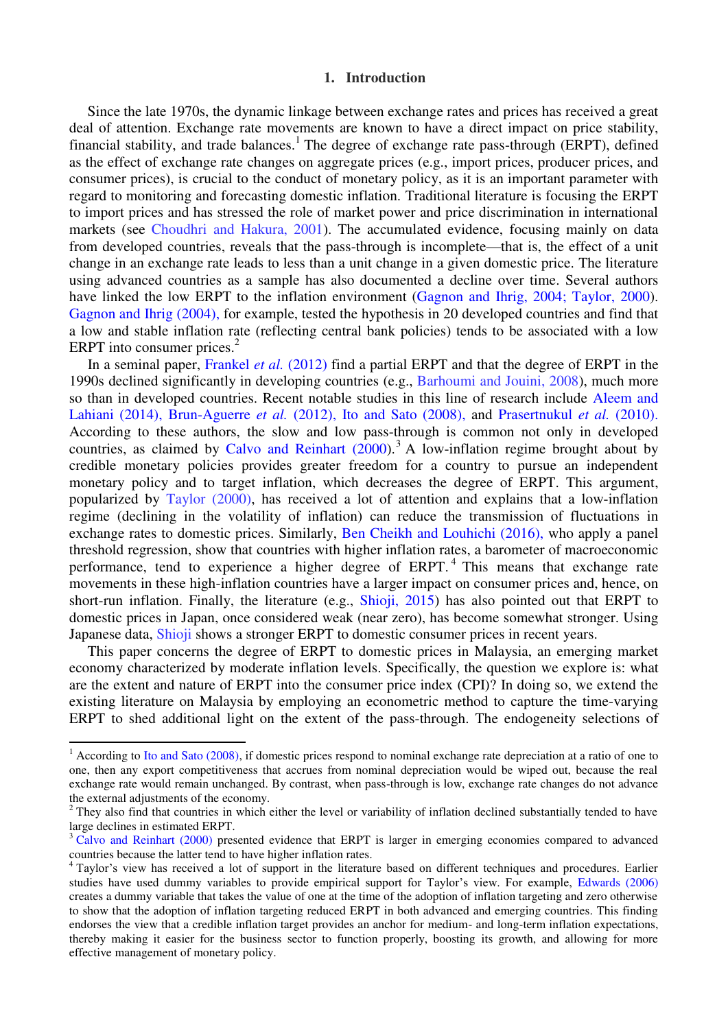## 1. Introduction

Since the late 1970s, the dynamic linkage between exchange rates and prices has received a great deal of attention. Exchange rate movements are known to have a direct impact on price stability, financial stability, and trade balances.[1] The degree of exchange rate pass-through (ERPT), defined as the effect of exchange rate changes on aggregate prices (e.g., import prices, producer prices, and consumer prices), is crucial to the conduct of monetary policy, as it is an important parameter with regard to monitoring and forecasting domestic inflation. Traditional literature is focusing the ERPT to import prices and has stressed the role of market power and price discrimination in international markets (see Choudhri and Hakura, 2001). The accumulated evidence, focusing mainly on data from developed countries, reveals that the pass-through is incomplete—that is, the effect of a unit change in an exchange rate leads to less than a unit change in a given domestic price. The literature using advanced countries as a sample has also documented a decline over time. Several authors have linked the low ERPT to the inflation environment (Gagnon and Ihrig, 2004; Taylor, 2000). Gagnon and Ihrig (2004), for example, tested the hypothesis in 20 developed countries and find that a low and stable inflation rate (reflecting central bank policies) tends to be associated with a low ERPT into consumer prices.[2]

In a seminal paper, Frankel *et al.* (2012) find a partial ERPT and that the degree of ERPT in the 1990s declined significantly in developing countries (e.g., Barhoumi and Jouini, 2008), much more so than in developed countries. Recent notable studies in this line of research include Aleem and Lahiani (2014), Brun-Aguerre *et al.* (2012), Ito and Sato (2008), and Prasertnukul *et al.* (2010). According to these authors, the slow and low pass-through is common not only in developed countries, as claimed by Calvo and Reinhart (2000).[3] A low-inflation regime brought about by credible monetary policies provides greater freedom for a country to pursue an independent monetary policy and to target inflation, which decreases the degree of ERPT. This argument, popularized by Taylor (2000), has received a lot of attention and explains that a low-inflation regime (declining in the volatility of inflation) can reduce the transmission of fluctuations in exchange rates to domestic prices. Similarly, Ben Cheikh and Louhichi (2016), who apply a panel threshold regression, show that countries with higher inflation rates, a barometer of macroeconomic performance, tend to experience a higher degree of ERPT.[4] This means that exchange rate movements in these high-inflation countries have a larger impact on consumer prices and, hence, on short-run inflation. Finally, the literature (e.g., Shioji, 2015) has also pointed out that ERPT to domestic prices in Japan, once considered weak (near zero), has become somewhat stronger. Using Japanese data, Shioji shows a stronger ERPT to domestic consumer prices in recent years.

This paper concerns the degree of ERPT to domestic prices in Malaysia, an emerging market economy characterized by moderate inflation levels. Specifically, the question we explore is: what are the extent and nature of ERPT into the consumer price index (CPI)? In doing so, we extend the existing literature on Malaysia by employing an econometric method to capture the time-varying ERPT to shed additional light on the extent of the pass-through. The endogeneity selections of

---

[1] According to Ito and Sato (2008), if domestic prices respond to nominal exchange rate depreciation at a ratio of one to one, then any export competitiveness that accrues from nominal depreciation would be wiped out, because the real exchange rate would remain unchanged. By contrast, when pass-through is low, exchange rate changes do not advance the external adjustments of the economy.

[2] They also find that countries in which either the level or variability of inflation declined substantially tended to have large declines in estimated ERPT.

[3] Calvo and Reinhart (2000) presented evidence that ERPT is larger in emerging economies compared to advanced countries because the latter tend to have higher inflation rates.

[4] Taylor's view has received a lot of support in the literature based on different techniques and procedures. Earlier studies have used dummy variables to provide empirical support for Taylor's view. For example, Edwards (2006) creates a dummy variable that takes the value of one at the time of the adoption of inflation targeting and zero otherwise to show that the adoption of inflation targeting reduced ERPT in both advanced and emerging countries. This finding endorses the view that a credible inflation target provides an anchor for medium- and long-term inflation expectations, thereby making it easier for the business sector to function properly, boosting its growth, and allowing for more effective management of monetary policy.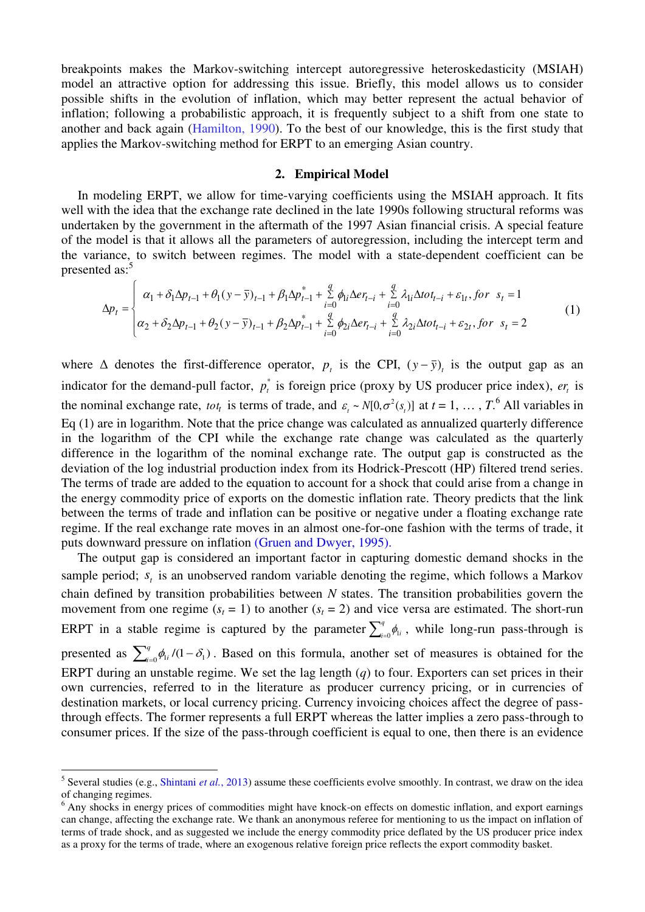breakpoints makes the Markov-switching intercept autoregressive heteroskedasticity (MSIAH) model an attractive option for addressing this issue. Briefly, this model allows us to consider possible shifts in the evolution of inflation, which may better represent the actual behavior of inflation; following a probabilistic approach, it is frequently subject to a shift from one state to another and back again (Hamilton, 1990). To the best of our knowledge, this is the first study that applies the Markov-switching method for ERPT to an emerging Asian country.

## 2. Empirical Model

In modeling ERPT, we allow for time-varying coefficients using the MSIAH approach. It fits well with the idea that the exchange rate declined in the late 1990s following structural reforms was undertaken by the government in the aftermath of the 1997 Asian financial crisis. A special feature of the model is that it allows all the parameters of autoregression, including the intercept term and the variance, to switch between regimes. The model with a state-dependent coefficient can be presented as:[5]

$$\Delta p_t = \begin{cases} \alpha_1 + \delta_1 \Delta p_{t-1} + \theta_1 (y - \bar{y})_{t-1} + \beta_1 \Delta p^*_{t-1} + \sum_{i=0}^{q} \phi_{1i} \Delta er_{t-i} + \sum_{i=0}^{q} \lambda_{1i} \Delta tot_{t-i} + \varepsilon_{1t}, \; for \;\; s_t = 1 \\ \alpha_2 + \delta_2 \Delta p_{t-1} + \theta_2 (y - \bar{y})_{t-1} + \beta_2 \Delta p^*_{t-1} + \sum_{i=0}^{q} \phi_{2i} \Delta er_{t-i} + \sum_{i=0}^{q} \lambda_{2i} \Delta tot_{t-i} + \varepsilon_{2t}, \; for \;\; s_t = 2 \end{cases} \tag{1}$$

where $\Delta$ denotes the first-difference operator, $p_t$ is the CPI, $(y - \bar{y})_t$ is the output gap as an indicator for the demand-pull factor, $p_t^*$ is foreign price (proxy by US producer price index), $er_t$ is the nominal exchange rate, $tot_t$ is terms of trade, and $\varepsilon_t \sim N[0, \sigma^2(s_t)]$ at $t = 1, \ldots, T$.[6] All variables in Eq (1) are in logarithm. Note that the price change was calculated as annualized quarterly difference in the logarithm of the CPI while the exchange rate change was calculated as the quarterly difference in the logarithm of the nominal exchange rate. The output gap is constructed as the deviation of the log industrial production index from its Hodrick-Prescott (HP) filtered trend series. The terms of trade are added to the equation to account for a shock that could arise from a change in the energy commodity price of exports on the domestic inflation rate. Theory predicts that the link between the terms of trade and inflation can be positive or negative under a floating exchange rate regime. If the real exchange rate moves in an almost one-for-one fashion with the terms of trade, it puts downward pressure on inflation (Gruen and Dwyer, 1995).

The output gap is considered an important factor in capturing domestic demand shocks in the sample period; $s_t$ is an unobserved random variable denoting the regime, which follows a Markov chain defined by transition probabilities between $N$ states. The transition probabilities govern the movement from one regime ($s_t = 1$) to another ($s_t = 2$) and vice versa are estimated. The short-run ERPT in a stable regime is captured by the parameter $\sum_{i=0}^{q} \phi_{1i}$, while long-run pass-through is presented as $\sum_{i=0}^{q} \phi_{1i} / (1 - \delta_1)$. Based on this formula, another set of measures is obtained for the ERPT during an unstable regime. We set the lag length ($q$) to four. Exporters can set prices in their own currencies, referred to in the literature as producer currency pricing, or in currencies of destination markets, or local currency pricing. Currency invoicing choices affect the degree of pass-through effects. The former represents a full ERPT whereas the latter implies a zero pass-through to consumer prices. If the size of the pass-through coefficient is equal to one, then there is an evidence

[5] Several studies (e.g., Shintani *et al.*, 2013) assume these coefficients evolve smoothly. In contrast, we draw on the idea of changing regimes.

[6] Any shocks in energy prices of commodities might have knock-on effects on domestic inflation, and export earnings can change, affecting the exchange rate. We thank an anonymous referee for mentioning to us the impact on inflation of terms of trade shock, and as suggested we include the energy commodity price deflated by the US producer price index as a proxy for the terms of trade, where an exogenous relative foreign price reflects the export commodity basket.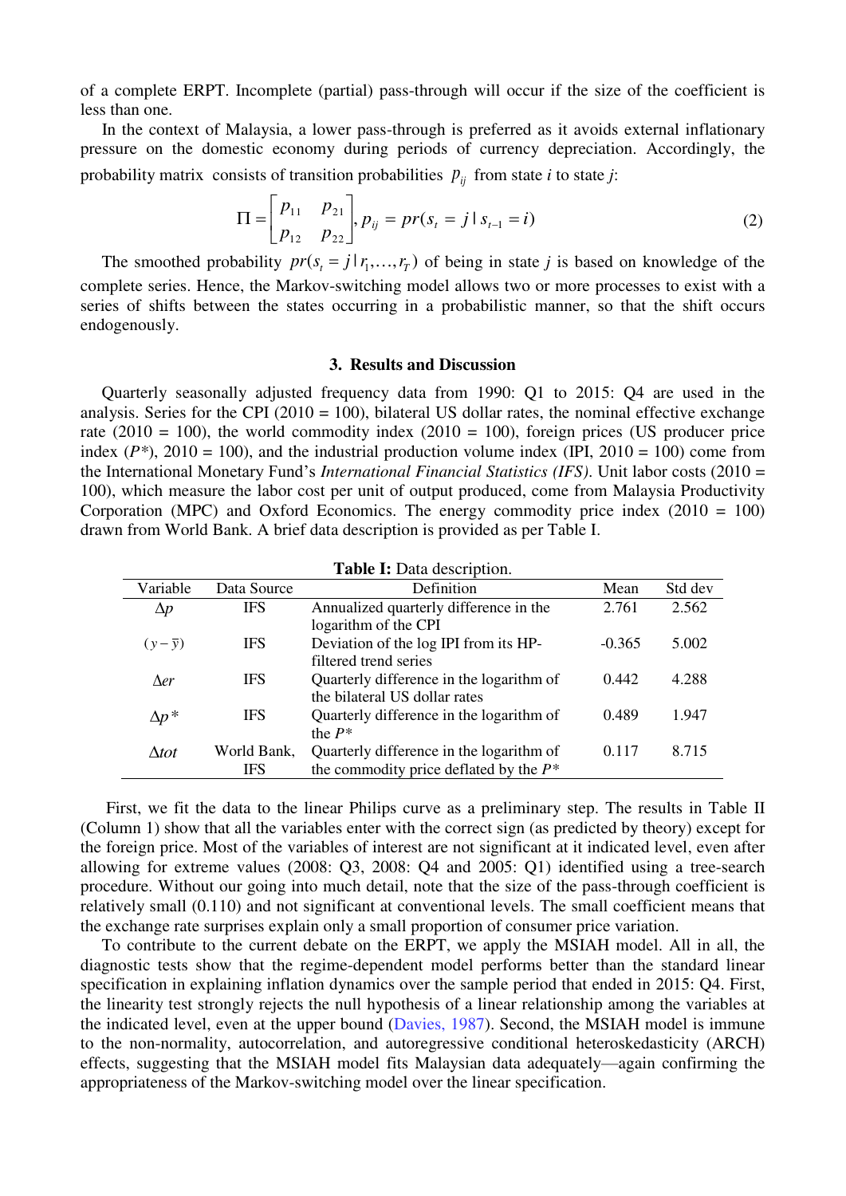of a complete ERPT. Incomplete (partial) pass-through will occur if the size of the coefficient is less than one.

In the context of Malaysia, a lower pass-through is preferred as it avoids external inflationary pressure on the domestic economy during periods of currency depreciation. Accordingly, the probability matrix consists of transition probabilities $p_{ij}$ from state *i* to state *j*:

$$\Pi = \begin{bmatrix} p_{11} & p_{21} \\ p_{12} & p_{22} \end{bmatrix}, p_{ij} = pr(s_t = j \mid s_{t-1} = i) \tag{2}$$

The smoothed probability $pr(s_t = j \mid r_1, \ldots, r_T)$ of being in state *j* is based on knowledge of the complete series. Hence, the Markov-switching model allows two or more processes to exist with a series of shifts between the states occurring in a probabilistic manner, so that the shift occurs endogenously.

## 3. Results and Discussion

Quarterly seasonally adjusted frequency data from 1990: Q1 to 2015: Q4 are used in the analysis. Series for the CPI (2010 = 100), bilateral US dollar rates, the nominal effective exchange rate (2010 = 100), the world commodity index (2010 = 100), foreign prices (US producer price index ($P^*$), 2010 = 100), and the industrial production volume index (IPI, 2010 = 100) come from the International Monetary Fund's *International Financial Statistics (IFS)*. Unit labor costs (2010 = 100), which measure the labor cost per unit of output produced, come from Malaysia Productivity Corporation (MPC) and Oxford Economics. The energy commodity price index (2010 = 100) drawn from World Bank. A brief data description is provided as per Table I.

**Table I:** Data description.

| Variable | Data Source | Definition | Mean | Std dev |
|---|---|---|---|---|
| $\Delta p$ | IFS | Annualized quarterly difference in the logarithm of the CPI | 2.761 | 2.562 |
| $(y - \bar{y})$ | IFS | Deviation of the log IPI from its HP-filtered trend series | -0.365 | 5.002 |
| $\Delta er$ | IFS | Quarterly difference in the logarithm of the bilateral US dollar rates | 0.442 | 4.288 |
| $\Delta p^*$ | IFS | Quarterly difference in the logarithm of the $P^*$ | 0.489 | 1.947 |
| $\Delta tot$ | World Bank, IFS | Quarterly difference in the logarithm of the commodity price deflated by the $P^*$ | 0.117 | 8.715 |

First, we fit the data to the linear Philips curve as a preliminary step. The results in Table II (Column 1) show that all the variables enter with the correct sign (as predicted by theory) except for the foreign price. Most of the variables of interest are not significant at it indicated level, even after allowing for extreme values (2008: Q3, 2008: Q4 and 2005: Q1) identified using a tree-search procedure. Without our going into much detail, note that the size of the pass-through coefficient is relatively small (0.110) and not significant at conventional levels. The small coefficient means that the exchange rate surprises explain only a small proportion of consumer price variation.

To contribute to the current debate on the ERPT, we apply the MSIAH model. All in all, the diagnostic tests show that the regime-dependent model performs better than the standard linear specification in explaining inflation dynamics over the sample period that ended in 2015: Q4. First, the linearity test strongly rejects the null hypothesis of a linear relationship among the variables at the indicated level, even at the upper bound (Davies, 1987). Second, the MSIAH model is immune to the non-normality, autocorrelation, and autoregressive conditional heteroskedasticity (ARCH) effects, suggesting that the MSIAH model fits Malaysian data adequately—again confirming the appropriateness of the Markov-switching model over the linear specification.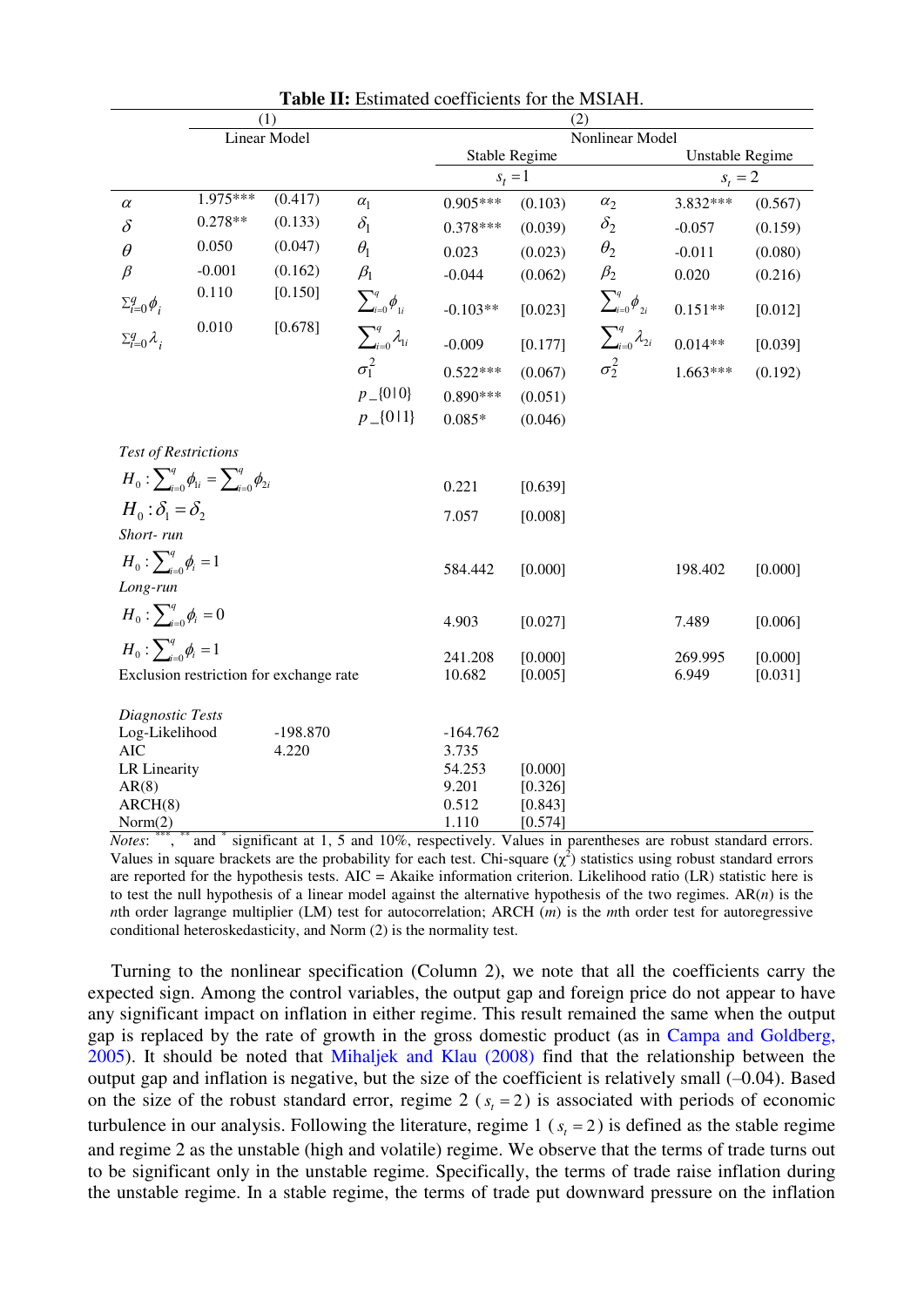**Table II:** Estimated coefficients for the MSIAH.

| | (1) | | (2) | | | | | |
|---|---|---|---|---|---|---|---|---|
| | Linear Model | | Nonlinear Model | | | | | |
| | | | | Stable Regime | | | Unstable Regime | |
| | | | | $s_t = 1$ | | | $s_t = 2$ | |
| $\alpha$ | 1.975*** | (0.417) | $\alpha_1$ | 0.905*** | (0.103) | $\alpha_2$ | 3.832*** | (0.567) |
| $\delta$ | 0.278** | (0.133) | $\delta_1$ | 0.378*** | (0.039) | $\delta_2$ | -0.057 | (0.159) |
| $\theta$ | 0.050 | (0.047) | $\theta_1$ | 0.023 | (0.023) | $\theta_2$ | -0.011 | (0.080) |
| $\beta$ | -0.001 | (0.162) | $\beta_1$ | -0.044 | (0.062) | $\beta_2$ | 0.020 | (0.216) |
| $\Sigma_{i=0}^{q}\phi_i$ | 0.110 | [0.150] | $\sum_{i=0}^{q}\phi_{1i}$ | -0.103** | [0.023] | $\sum_{i=0}^{q}\phi_{2i}$ | 0.151** | [0.012] |
| $\Sigma_{i=0}^{q}\lambda_i$ | 0.010 | [0.678] | $\sum_{i=0}^{q}\lambda_{1i}$ | -0.009 | [0.177] | $\sum_{i=0}^{q}\lambda_{2i}$ | 0.014** | [0.039] |
| | | | $\sigma_1^2$ | 0.522*** | (0.067) | $\sigma_2^2$ | 1.663*** | (0.192) |
| | | | p_{0\|0} | 0.890*** | (0.051) | | | |
| | | | p_{0\|1} | 0.085* | (0.046) | | | |
| *Test of Restrictions* | | | | | | | | |
| $H_0 : \sum_{i=0}^{q}\phi_{1i} = \sum_{i=0}^{q}\phi_{2i}$ | | | | 0.221 | [0.639] | | | |
| $H_0 : \delta_1 = \delta_2$ | | | | 7.057 | [0.008] | | | |
| *Short- run* | | | | | | | | |
| $H_0 : \sum_{i=0}^{q}\phi_i = 1$ | | | | 584.442 | [0.000] | | 198.402 | [0.000] |
| *Long-run* | | | | | | | | |
| $H_0 : \sum_{i=0}^{q}\phi_i = 0$ | | | | 4.903 | [0.027] | | 7.489 | [0.006] |
| $H_0 : \sum_{i=0}^{q}\phi_i = 1$ | | | | 241.208 | [0.000] | | 269.995 | [0.000] |
| Exclusion restriction for exchange rate | | | | 10.682 | [0.005] | | 6.949 | [0.031] |
| *Diagnostic Tests* | | | | | | | | |
| Log-Likelihood | | -198.870 | | -164.762 | | | | |
| AIC | | 4.220 | | 3.735 | | | | |
| LR Linearity | | | | 54.253 | [0.000] | | | |
| AR(8) | | | | 9.201 | [0.326] | | | |
| ARCH(8) | | | | 0.512 | [0.843] | | | |
| Norm(2) | | | | 1.110 | [0.574] | | | |

*Notes*: ***, ** and * significant at 1, 5 and 10%, respectively. Values in parentheses are robust standard errors. Values in square brackets are the probability for each test. Chi-square ($\chi^2$) statistics using robust standard errors are reported for the hypothesis tests. AIC = Akaike information criterion. Likelihood ratio (LR) statistic here is to test the null hypothesis of a linear model against the alternative hypothesis of the two regimes. AR($n$) is the $n$th order lagrange multiplier (LM) test for autocorrelation; ARCH ($m$) is the $m$th order test for autoregressive conditional heteroskedasticity, and Norm (2) is the normality test.

Turning to the nonlinear specification (Column 2), we note that all the coefficients carry the expected sign. Among the control variables, the output gap and foreign price do not appear to have any significant impact on inflation in either regime. This result remained the same when the output gap is replaced by the rate of growth in the gross domestic product (as in Campa and Goldberg, 2005). It should be noted that Mihaljek and Klau (2008) find that the relationship between the output gap and inflation is negative, but the size of the coefficient is relatively small (–0.04). Based on the size of the robust standard error, regime 2 ($s_t = 2$) is associated with periods of economic turbulence in our analysis. Following the literature, regime 1 ($s_t = 2$) is defined as the stable regime and regime 2 as the unstable (high and volatile) regime. We observe that the terms of trade turns out to be significant only in the unstable regime. Specifically, the terms of trade raise inflation during the unstable regime. In a stable regime, the terms of trade put downward pressure on the inflation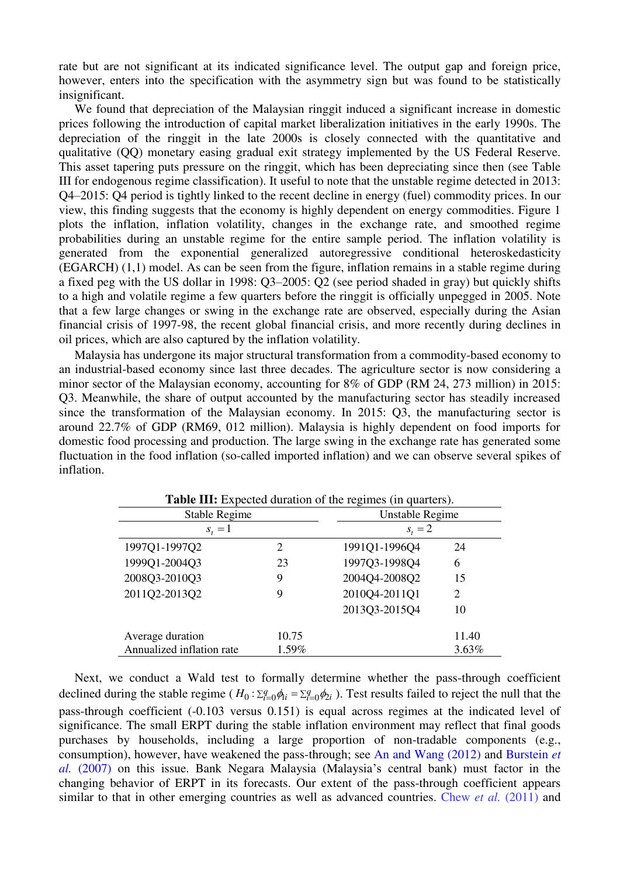rate but are not significant at its indicated significance level. The output gap and foreign price, however, enters into the specification with the asymmetry sign but was found to be statistically insignificant.

We found that depreciation of the Malaysian ringgit induced a significant increase in domestic prices following the introduction of capital market liberalization initiatives in the early 1990s. The depreciation of the ringgit in the late 2000s is closely connected with the quantitative and qualitative (QQ) monetary easing gradual exit strategy implemented by the US Federal Reserve. This asset tapering puts pressure on the ringgit, which has been depreciating since then (see Table III for endogenous regime classification). It useful to note that the unstable regime detected in 2013: Q4–2015: Q4 period is tightly linked to the recent decline in energy (fuel) commodity prices. In our view, this finding suggests that the economy is highly dependent on energy commodities. Figure 1 plots the inflation, inflation volatility, changes in the exchange rate, and smoothed regime probabilities during an unstable regime for the entire sample period. The inflation volatility is generated from the exponential generalized autoregressive conditional heteroskedasticity (EGARCH) (1,1) model. As can be seen from the figure, inflation remains in a stable regime during a fixed peg with the US dollar in 1998: Q3–2005: Q2 (see period shaded in gray) but quickly shifts to a high and volatile regime a few quarters before the ringgit is officially unpegged in 2005. Note that a few large changes or swing in the exchange rate are observed, especially during the Asian financial crisis of 1997-98, the recent global financial crisis, and more recently during declines in oil prices, which are also captured by the inflation volatility.

Malaysia has undergone its major structural transformation from a commodity-based economy to an industrial-based economy since last three decades. The agriculture sector is now considering a minor sector of the Malaysian economy, accounting for 8% of GDP (RM 24, 273 million) in 2015: Q3. Meanwhile, the share of output accounted by the manufacturing sector has steadily increased since the transformation of the Malaysian economy. In 2015: Q3, the manufacturing sector is around 22.7% of GDP (RM69, 012 million). Malaysia is highly dependent on food imports for domestic food processing and production. The large swing in the exchange rate has generated some fluctuation in the food inflation (so-called imported inflation) and we can observe several spikes of inflation.

**Table III:** Expected duration of the regimes (in quarters).

| Stable Regime | | Unstable Regime | |
|---|---|---|---|
| $s_t = 1$ | | $s_t = 2$ | |
| 1997Q1-1997Q2 | 2 | 1991Q1-1996Q4 | 24 |
| 1999Q1-2004Q3 | 23 | 1997Q3-1998Q4 | 6 |
| 2008Q3-2010Q3 | 9 | 2004Q4-2008Q2 | 15 |
| 2011Q2-2013Q2 | 9 | 2010Q4-2011Q1 | 2 |
| | | 2013Q3-2015Q4 | 10 |
| Average duration | 10.75 | | 11.40 |
| Annualized inflation rate | 1.59% | | 3.63% |

Next, we conduct a Wald test to formally determine whether the pass-through coefficient declined during the stable regime ($H_0 : \Sigma_{i=0}^{q}\phi_{1i} = \Sigma_{i=0}^{q}\phi_{2i}$ ). Test results failed to reject the null that the pass-through coefficient (-0.103 versus 0.151) is equal across regimes at the indicated level of significance. The small ERPT during the stable inflation environment may reflect that final goods purchases by households, including a large proportion of non-tradable components (e.g., consumption), however, have weakened the pass-through; see An and Wang (2012) and Burstein *et al.* (2007) on this issue. Bank Negara Malaysia (Malaysia's central bank) must factor in the changing behavior of ERPT in its forecasts. Our extent of the pass-through coefficient appears similar to that in other emerging countries as well as advanced countries. Chew *et al.* (2011) and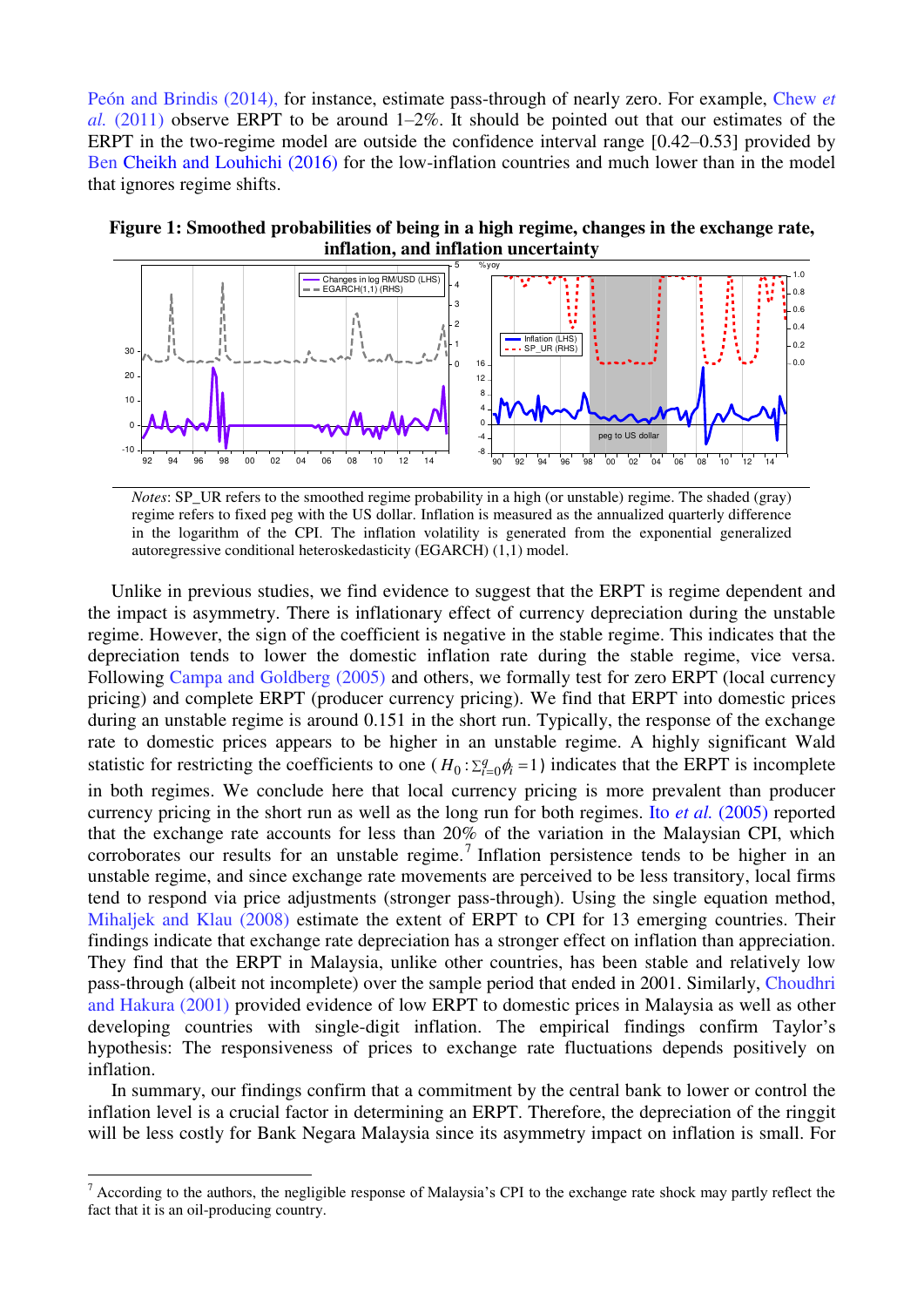Peón and Brindis (2014), for instance, estimate pass-through of nearly zero. For example, Chew *et al.* (2011) observe ERPT to be around 1–2%. It should be pointed out that our estimates of the ERPT in the two-regime model are outside the confidence interval range [0.42–0.53] provided by Ben Cheikh and Louhichi (2016) for the low-inflation countries and much lower than in the model that ignores regime shifts.

**Figure 1: Smoothed probabilities of being in a high regime, changes in the exchange rate, inflation, and inflation uncertainty**

*Notes*: SP_UR refers to the smoothed regime probability in a high (or unstable) regime. The shaded (gray) regime refers to fixed peg with the US dollar. Inflation is measured as the annualized quarterly difference in the logarithm of the CPI. The inflation volatility is generated from the exponential generalized autoregressive conditional heteroskedasticity (EGARCH) (1,1) model.

Unlike in previous studies, we find evidence to suggest that the ERPT is regime dependent and the impact is asymmetry. There is inflationary effect of currency depreciation during the unstable regime. However, the sign of the coefficient is negative in the stable regime. This indicates that the depreciation tends to lower the domestic inflation rate during the stable regime, vice versa. Following Campa and Goldberg (2005) and others, we formally test for zero ERPT (local currency pricing) and complete ERPT (producer currency pricing). We find that ERPT into domestic prices during an unstable regime is around 0.151 in the short run. Typically, the response of the exchange rate to domestic prices appears to be higher in an unstable regime. A highly significant Wald statistic for restricting the coefficients to one ($H_0: \Sigma_{i=0}^{q} \phi_i = 1$) indicates that the ERPT is incomplete in both regimes. We conclude here that local currency pricing is more prevalent than producer currency pricing in the short run as well as the long run for both regimes. Ito *et al.* (2005) reported that the exchange rate accounts for less than 20% of the variation in the Malaysian CPI, which corroborates our results for an unstable regime.[7] Inflation persistence tends to be higher in an unstable regime, and since exchange rate movements are perceived to be less transitory, local firms tend to respond via price adjustments (stronger pass-through). Using the single equation method, Mihaljek and Klau (2008) estimate the extent of ERPT to CPI for 13 emerging countries. Their findings indicate that exchange rate depreciation has a stronger effect on inflation than appreciation. They find that the ERPT in Malaysia, unlike other countries, has been stable and relatively low pass-through (albeit not incomplete) over the sample period that ended in 2001. Similarly, Choudhri and Hakura (2001) provided evidence of low ERPT to domestic prices in Malaysia as well as other developing countries with single-digit inflation. The empirical findings confirm Taylor's hypothesis: The responsiveness of prices to exchange rate fluctuations depends positively on inflation.

In summary, our findings confirm that a commitment by the central bank to lower or control the inflation level is a crucial factor in determining an ERPT. Therefore, the depreciation of the ringgit will be less costly for Bank Negara Malaysia since its asymmetry impact on inflation is small. For

[7] According to the authors, the negligible response of Malaysia's CPI to the exchange rate shock may partly reflect the fact that it is an oil-producing country.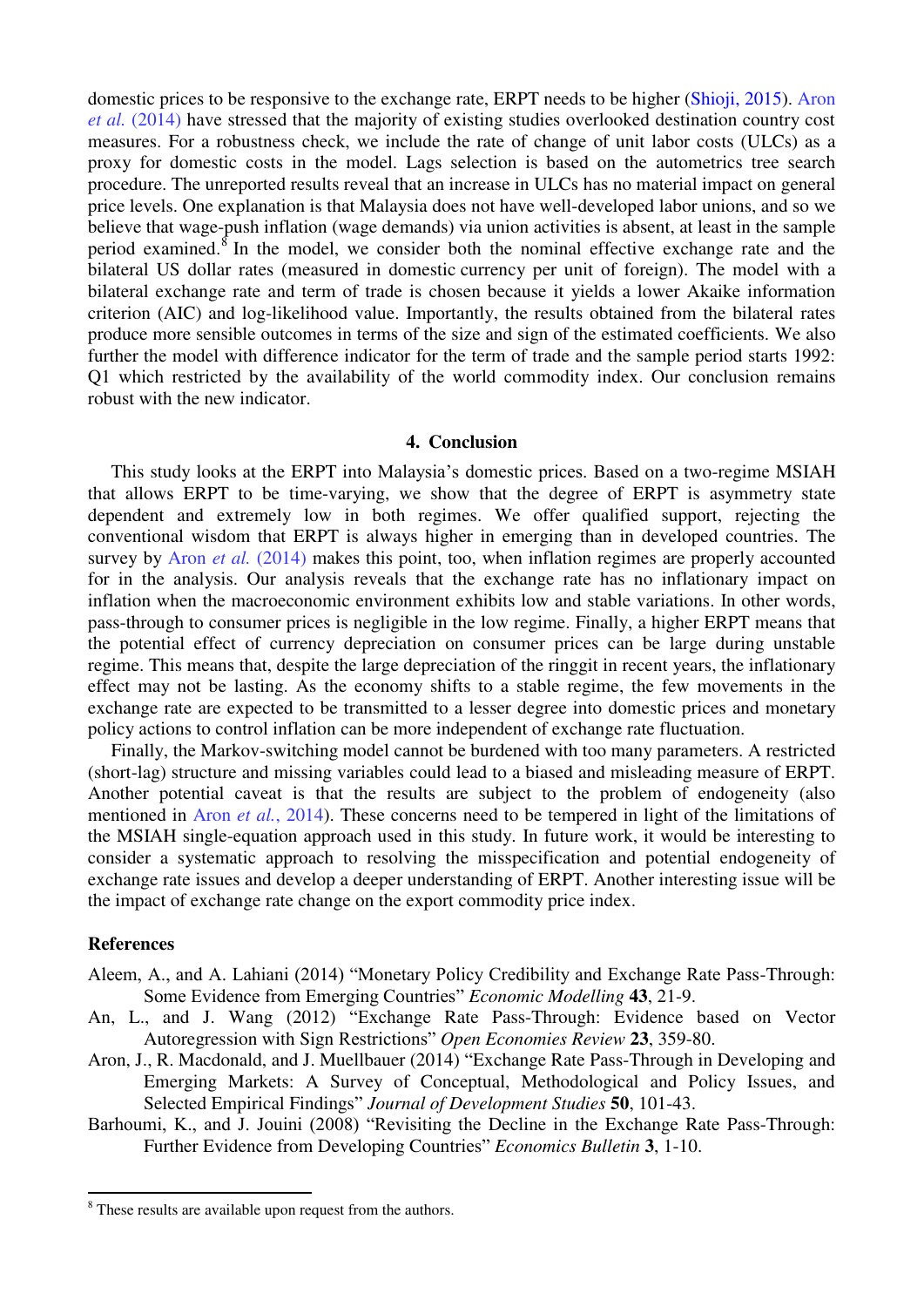domestic prices to be responsive to the exchange rate, ERPT needs to be higher (Shioji, 2015). Aron *et al.* (2014) have stressed that the majority of existing studies overlooked destination country cost measures. For a robustness check, we include the rate of change of unit labor costs (ULCs) as a proxy for domestic costs in the model. Lags selection is based on the autometrics tree search procedure. The unreported results reveal that an increase in ULCs has no material impact on general price levels. One explanation is that Malaysia does not have well-developed labor unions, and so we believe that wage-push inflation (wage demands) via union activities is absent, at least in the sample period examined.[8] In the model, we consider both the nominal effective exchange rate and the bilateral US dollar rates (measured in domestic currency per unit of foreign). The model with a bilateral exchange rate and term of trade is chosen because it yields a lower Akaike information criterion (AIC) and log-likelihood value. Importantly, the results obtained from the bilateral rates produce more sensible outcomes in terms of the size and sign of the estimated coefficients. We also further the model with difference indicator for the term of trade and the sample period starts 1992: Q1 which restricted by the availability of the world commodity index. Our conclusion remains robust with the new indicator.

## 4. Conclusion

This study looks at the ERPT into Malaysia's domestic prices. Based on a two-regime MSIAH that allows ERPT to be time-varying, we show that the degree of ERPT is asymmetry state dependent and extremely low in both regimes. We offer qualified support, rejecting the conventional wisdom that ERPT is always higher in emerging than in developed countries. The survey by Aron *et al.* (2014) makes this point, too, when inflation regimes are properly accounted for in the analysis. Our analysis reveals that the exchange rate has no inflationary impact on inflation when the macroeconomic environment exhibits low and stable variations. In other words, pass-through to consumer prices is negligible in the low regime. Finally, a higher ERPT means that the potential effect of currency depreciation on consumer prices can be large during unstable regime. This means that, despite the large depreciation of the ringgit in recent years, the inflationary effect may not be lasting. As the economy shifts to a stable regime, the few movements in the exchange rate are expected to be transmitted to a lesser degree into domestic prices and monetary policy actions to control inflation can be more independent of exchange rate fluctuation.

Finally, the Markov-switching model cannot be burdened with too many parameters. A restricted (short-lag) structure and missing variables could lead to a biased and misleading measure of ERPT. Another potential caveat is that the results are subject to the problem of endogeneity (also mentioned in Aron *et al.*, 2014). These concerns need to be tempered in light of the limitations of the MSIAH single-equation approach used in this study. In future work, it would be interesting to consider a systematic approach to resolving the misspecification and potential endogeneity of exchange rate issues and develop a deeper understanding of ERPT. Another interesting issue will be the impact of exchange rate change on the export commodity price index.

### References

Aleem, A., and A. Lahiani (2014) "Monetary Policy Credibility and Exchange Rate Pass-Through: Some Evidence from Emerging Countries" *Economic Modelling* **43**, 21-9.

An, L., and J. Wang (2012) "Exchange Rate Pass-Through: Evidence based on Vector Autoregression with Sign Restrictions" *Open Economies Review* **23**, 359-80.

Aron, J., R. Macdonald, and J. Muellbauer (2014) "Exchange Rate Pass-Through in Developing and Emerging Markets: A Survey of Conceptual, Methodological and Policy Issues, and Selected Empirical Findings" *Journal of Development Studies* **50**, 101-43.

Barhoumi, K., and J. Jouini (2008) "Revisiting the Decline in the Exchange Rate Pass-Through: Further Evidence from Developing Countries" *Economics Bulletin* **3**, 1-10.

[8] These results are available upon request from the authors.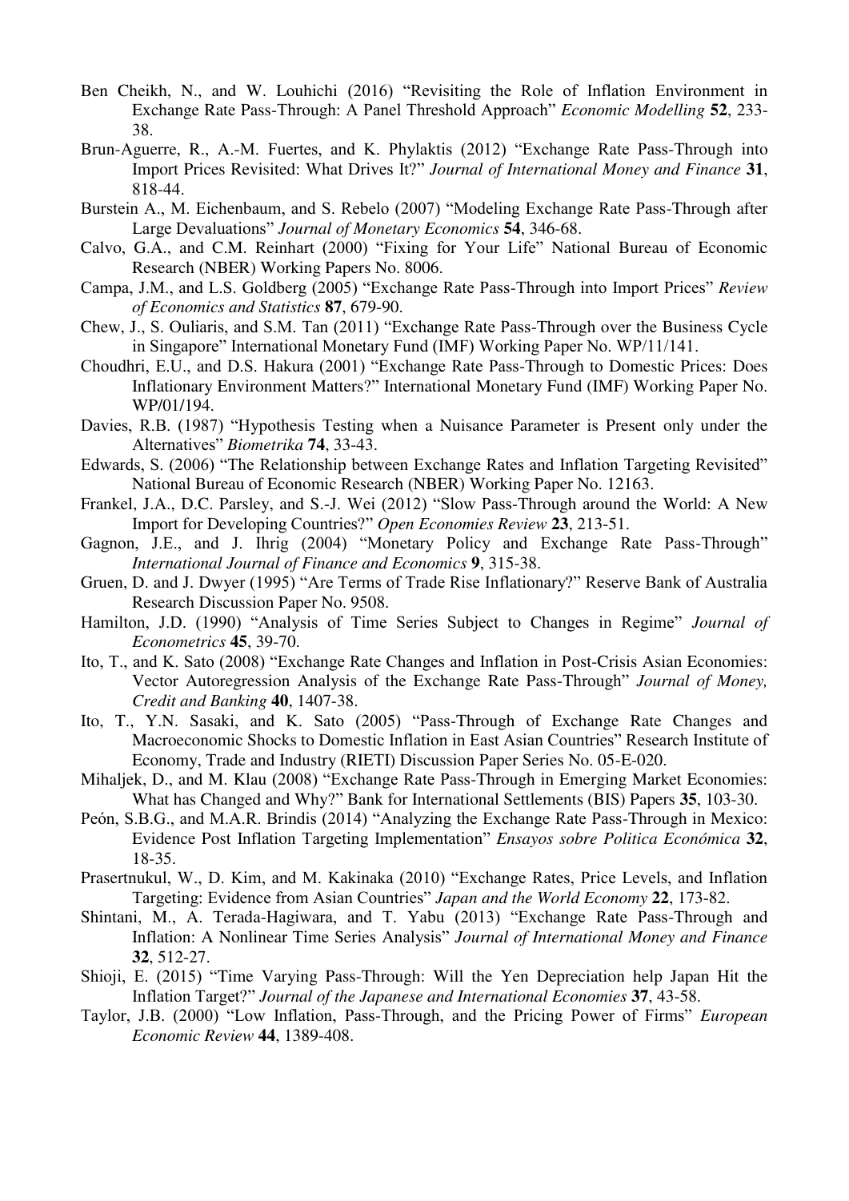Ben Cheikh, N., and W. Louhichi (2016) "Revisiting the Role of Inflation Environment in Exchange Rate Pass-Through: A Panel Threshold Approach" *Economic Modelling* **52**, 233-38.

Brun-Aguerre, R., A.-M. Fuertes, and K. Phylaktis (2012) "Exchange Rate Pass-Through into Import Prices Revisited: What Drives It?" *Journal of International Money and Finance* **31**, 818-44.

Burstein A., M. Eichenbaum, and S. Rebelo (2007) "Modeling Exchange Rate Pass-Through after Large Devaluations" *Journal of Monetary Economics* **54**, 346-68.

Calvo, G.A., and C.M. Reinhart (2000) "Fixing for Your Life" National Bureau of Economic Research (NBER) Working Papers No. 8006.

Campa, J.M., and L.S. Goldberg (2005) "Exchange Rate Pass-Through into Import Prices" *Review of Economics and Statistics* **87**, 679-90.

Chew, J., S. Ouliaris, and S.M. Tan (2011) "Exchange Rate Pass-Through over the Business Cycle in Singapore" International Monetary Fund (IMF) Working Paper No. WP/11/141.

Choudhri, E.U., and D.S. Hakura (2001) "Exchange Rate Pass-Through to Domestic Prices: Does Inflationary Environment Matters?" International Monetary Fund (IMF) Working Paper No. WP/01/194.

Davies, R.B. (1987) "Hypothesis Testing when a Nuisance Parameter is Present only under the Alternatives" *Biometrika* **74**, 33-43.

Edwards, S. (2006) "The Relationship between Exchange Rates and Inflation Targeting Revisited" National Bureau of Economic Research (NBER) Working Paper No. 12163.

Frankel, J.A., D.C. Parsley, and S.-J. Wei (2012) "Slow Pass-Through around the World: A New Import for Developing Countries?" *Open Economies Review* **23**, 213-51.

Gagnon, J.E., and J. Ihrig (2004) "Monetary Policy and Exchange Rate Pass-Through" *International Journal of Finance and Economics* **9**, 315-38.

Gruen, D. and J. Dwyer (1995) "Are Terms of Trade Rise Inflationary?" Reserve Bank of Australia Research Discussion Paper No. 9508.

Hamilton, J.D. (1990) "Analysis of Time Series Subject to Changes in Regime" *Journal of Econometrics* **45**, 39-70.

Ito, T., and K. Sato (2008) "Exchange Rate Changes and Inflation in Post-Crisis Asian Economies: Vector Autoregression Analysis of the Exchange Rate Pass-Through" *Journal of Money, Credit and Banking* **40**, 1407-38.

Ito, T., Y.N. Sasaki, and K. Sato (2005) "Pass-Through of Exchange Rate Changes and Macroeconomic Shocks to Domestic Inflation in East Asian Countries" Research Institute of Economy, Trade and Industry (RIETI) Discussion Paper Series No. 05-E-020.

Mihaljek, D., and M. Klau (2008) "Exchange Rate Pass-Through in Emerging Market Economies: What has Changed and Why?" Bank for International Settlements (BIS) Papers **35**, 103-30.

Peón, S.B.G., and M.A.R. Brindis (2014) "Analyzing the Exchange Rate Pass-Through in Mexico: Evidence Post Inflation Targeting Implementation" *Ensayos sobre Politica Económica* **32**, 18-35.

Prasertnukul, W., D. Kim, and M. Kakinaka (2010) "Exchange Rates, Price Levels, and Inflation Targeting: Evidence from Asian Countries" *Japan and the World Economy* **22**, 173-82.

Shintani, M., A. Terada-Hagiwara, and T. Yabu (2013) "Exchange Rate Pass-Through and Inflation: A Nonlinear Time Series Analysis" *Journal of International Money and Finance* **32**, 512-27.

Shioji, E. (2015) "Time Varying Pass-Through: Will the Yen Depreciation help Japan Hit the Inflation Target?" *Journal of the Japanese and International Economies* **37**, 43-58.

Taylor, J.B. (2000) "Low Inflation, Pass-Through, and the Pricing Power of Firms" *European Economic Review* **44**, 1389-408.